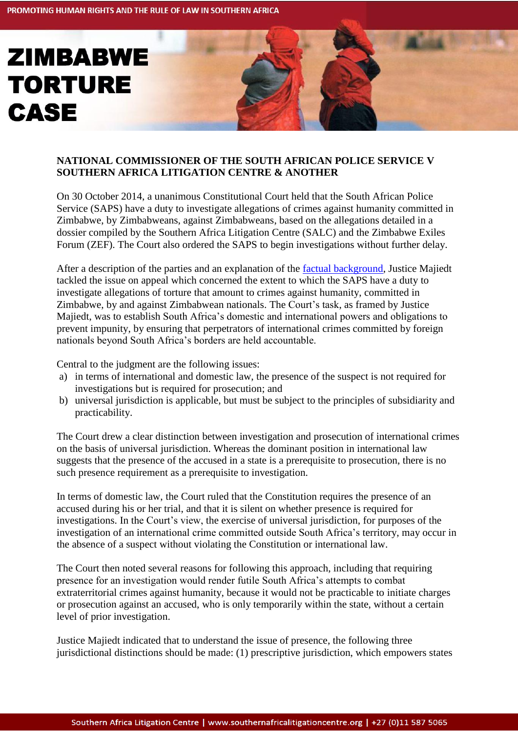# ZIMBABWE TORTURE CASE

**NATIONAL COMMISSIONER OF THE SOUTH AFRICAN POLICE SERVICE V SOUTHERN AFRICA LITIGATION CENTRE & ANOTHER**

On 30 October 2014, a unanimous Constitutional Court held that the South African Police Service (SAPS) have a duty to investigate allegations of crimes against humanity committed in Zimbabwe, by Zimbabweans, against Zimbabweans, based on the allegations detailed in a dossier compiled by the Southern Africa Litigation Centre (SALC) and the Zimbabwe Exiles Forum (ZEF). The Court also ordered the SAPS to begin investigations without further delay.

After a description of the parties and an explanation of the factual background, Justice Majiedt tackled the issue on appeal which concerned the extent to which the SAPS have a duty to investigate allegations of torture that amount to crimes against humanity, committed in Zimbabwe, by and against Zimbabwean nationals. The Court's task, as framed by Justice Majiedt, was to establish South Africa's domestic and international powers and obligations to prevent impunity, by ensuring that perpetrators of international crimes committed by foreign nationals beyond South Africa's borders are held accountable.

Central to the judgment are the following issues:

a) in terms of international and domestic law, the presence of the suspect is not required for investigations but is required for prosecution; and
b) universal jurisdiction is applicable, but must be subject to the principles of subsidiarity and practicability.

The Court drew a clear distinction between investigation and prosecution of international crimes on the basis of universal jurisdiction. Whereas the dominant position in international law suggests that the presence of the accused in a state is a prerequisite to prosecution, there is no such presence requirement as a prerequisite to investigation.

In terms of domestic law, the Court ruled that the Constitution requires the presence of an accused during his or her trial, and that it is silent on whether presence is required for investigations. In the Court's view, the exercise of universal jurisdiction, for purposes of the investigation of an international crime committed outside South Africa's territory, may occur in the absence of a suspect without violating the Constitution or international law.

The Court then noted several reasons for following this approach, including that requiring presence for an investigation would render futile South Africa's attempts to combat extraterritorial crimes against humanity, because it would not be practicable to initiate charges or prosecution against an accused, who is only temporarily within the state, without a certain level of prior investigation.

Justice Majiedt indicated that to understand the issue of presence, the following three jurisdictional distinctions should be made: (1) prescriptive jurisdiction, which empowers states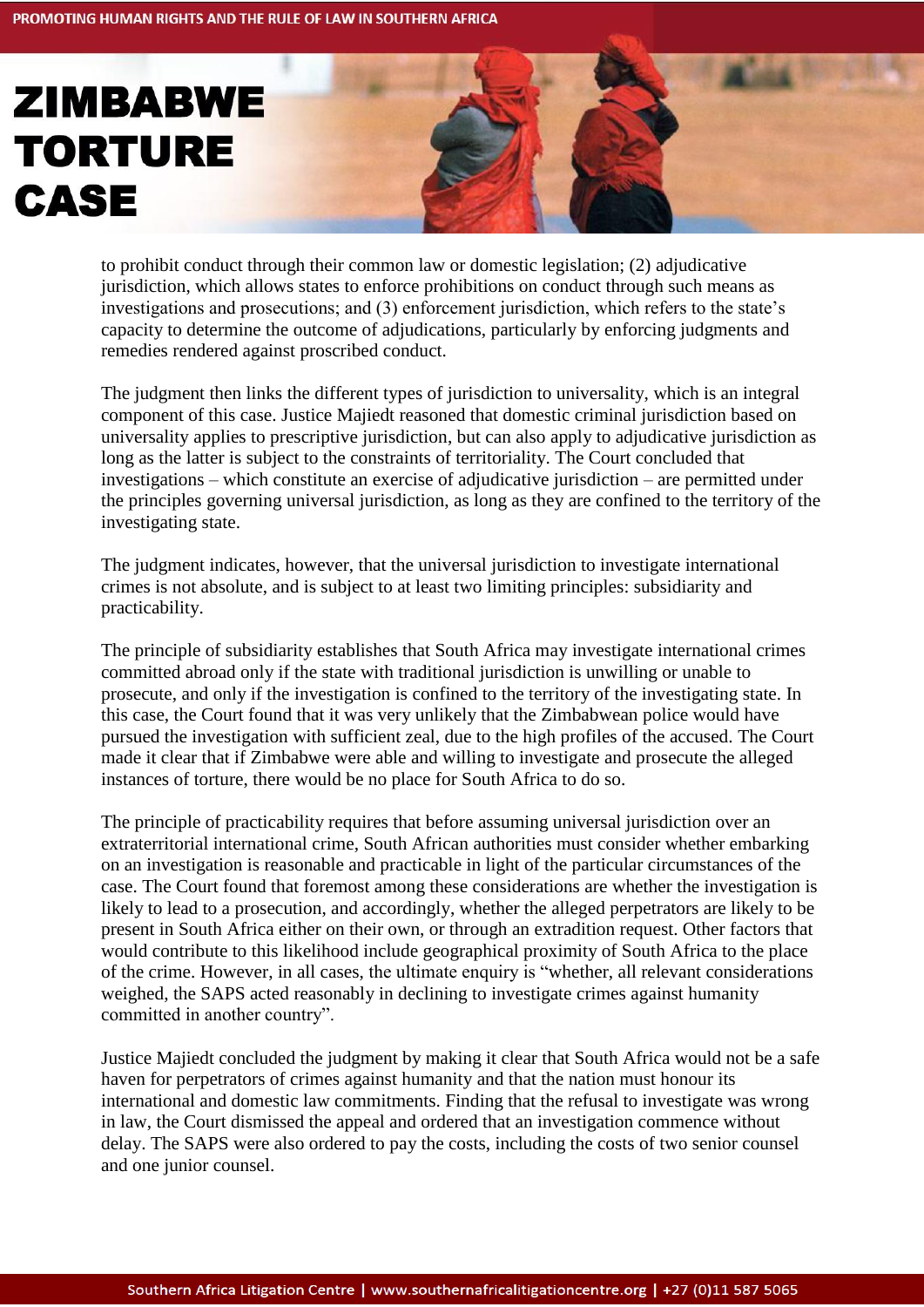to prohibit conduct through their common law or domestic legislation; (2) adjudicative jurisdiction, which allows states to enforce prohibitions on conduct through such means as investigations and prosecutions; and (3) enforcement jurisdiction, which refers to the state's capacity to determine the outcome of adjudications, particularly by enforcing judgments and remedies rendered against proscribed conduct.

The judgment then links the different types of jurisdiction to universality, which is an integral component of this case. Justice Majiedt reasoned that domestic criminal jurisdiction based on universality applies to prescriptive jurisdiction, but can also apply to adjudicative jurisdiction as long as the latter is subject to the constraints of territoriality. The Court concluded that investigations – which constitute an exercise of adjudicative jurisdiction – are permitted under the principles governing universal jurisdiction, as long as they are confined to the territory of the investigating state.

The judgment indicates, however, that the universal jurisdiction to investigate international crimes is not absolute, and is subject to at least two limiting principles: subsidiarity and practicability.

The principle of subsidiarity establishes that South Africa may investigate international crimes committed abroad only if the state with traditional jurisdiction is unwilling or unable to prosecute, and only if the investigation is confined to the territory of the investigating state. In this case, the Court found that it was very unlikely that the Zimbabwean police would have pursued the investigation with sufficient zeal, due to the high profiles of the accused. The Court made it clear that if Zimbabwe were able and willing to investigate and prosecute the alleged instances of torture, there would be no place for South Africa to do so.

The principle of practicability requires that before assuming universal jurisdiction over an extraterritorial international crime, South African authorities must consider whether embarking on an investigation is reasonable and practicable in light of the particular circumstances of the case. The Court found that foremost among these considerations are whether the investigation is likely to lead to a prosecution, and accordingly, whether the alleged perpetrators are likely to be present in South Africa either on their own, or through an extradition request. Other factors that would contribute to this likelihood include geographical proximity of South Africa to the place of the crime. However, in all cases, the ultimate enquiry is "whether, all relevant considerations weighed, the SAPS acted reasonably in declining to investigate crimes against humanity committed in another country".

Justice Majiedt concluded the judgment by making it clear that South Africa would not be a safe haven for perpetrators of crimes against humanity and that the nation must honour its international and domestic law commitments. Finding that the refusal to investigate was wrong in law, the Court dismissed the appeal and ordered that an investigation commence without delay. The SAPS were also ordered to pay the costs, including the costs of two senior counsel and one junior counsel.